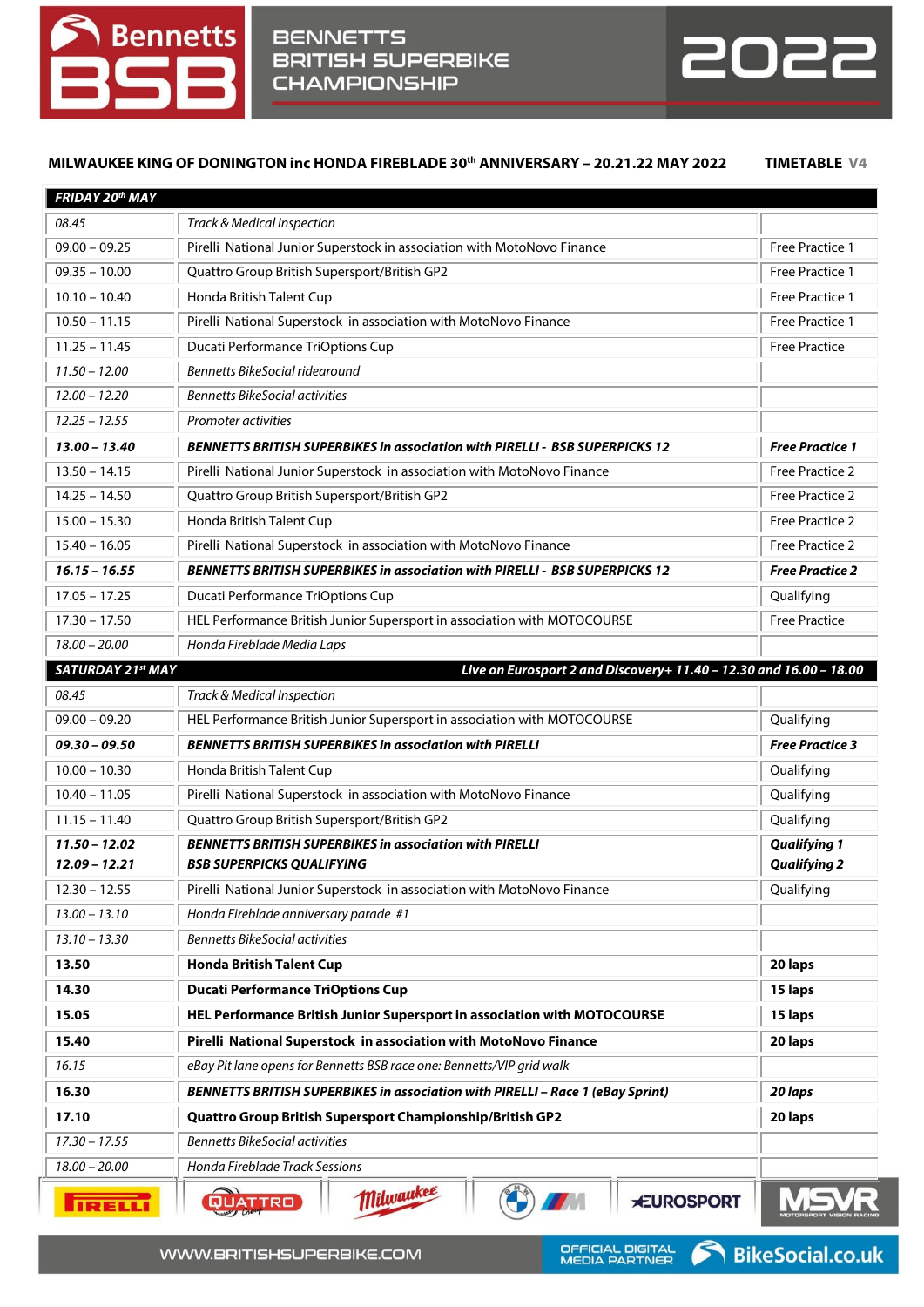# Bennetts BSB — BENNETTS BRITISH SUPERBIKE CHAMPIONSHIP 2022

**MILWAUKEE KING OF DONINGTON inc HONDA FIREBLADE 30th ANNIVERSARY – 20.21.22 MAY 2022** **TIMETABLE V4**

| ***FRIDAY 20th MAY*** | | |
|---|---|---|
| *08.45* | *Track & Medical Inspection* | |
| 09.00 – 09.25 | Pirelli National Junior Superstock in association with MotoNovo Finance | Free Practice 1 |
| 09.35 – 10.00 | Quattro Group British Supersport/British GP2 | Free Practice 1 |
| 10.10 – 10.40 | Honda British Talent Cup | Free Practice 1 |
| 10.50 – 11.15 | Pirelli National Superstock in association with MotoNovo Finance | Free Practice 1 |
| 11.25 – 11.45 | Ducati Performance TriOptions Cup | Free Practice |
| *11.50 – 12.00* | *Bennetts BikeSocial ridearound* | |
| *12.00 – 12.20* | *Bennetts BikeSocial activities* | |
| *12.25 – 12.55* | *Promoter activities* | |
| ***13.00 – 13.40*** | ***BENNETTS BRITISH SUPERBIKES in association with PIRELLI - BSB SUPERPICKS 12*** | ***Free Practice 1*** |
| 13.50 – 14.15 | Pirelli National Junior Superstock in association with MotoNovo Finance | Free Practice 2 |
| 14.25 – 14.50 | Quattro Group British Supersport/British GP2 | Free Practice 2 |
| 15.00 – 15.30 | Honda British Talent Cup | Free Practice 2 |
| 15.40 – 16.05 | Pirelli National Superstock in association with MotoNovo Finance | Free Practice 2 |
| ***16.15 – 16.55*** | ***BENNETTS BRITISH SUPERBIKES in association with PIRELLI - BSB SUPERPICKS 12*** | ***Free Practice 2*** |
| 17.05 – 17.25 | Ducati Performance TriOptions Cup | Qualifying |
| 17.30 – 17.50 | HEL Performance British Junior Supersport in association with MOTOCOURSE | Free Practice |
| *18.00 – 20.00* | *Honda Fireblade Media Laps* | |
| ***SATURDAY 21st MAY*** | ***Live on Eurosport 2 and Discovery+ 11.40 – 12.30 and 16.00 – 18.00*** | |
| *08.45* | *Track & Medical Inspection* | |
| 09.00 – 09.20 | HEL Performance British Junior Supersport in association with MOTOCOURSE | Qualifying |
| ***09.30 – 09.50*** | ***BENNETTS BRITISH SUPERBIKES in association with PIRELLI*** | ***Free Practice 3*** |
| 10.00 – 10.30 | Honda British Talent Cup | Qualifying |
| 10.40 – 11.05 | Pirelli National Superstock in association with MotoNovo Finance | Qualifying |
| 11.15 – 11.40 | Quattro Group British Supersport/British GP2 | Qualifying |
| ***11.50 – 12.02*** ***12.09 – 12.21*** | ***BENNETTS BRITISH SUPERBIKES in association with PIRELLI*** ***BSB SUPERPICKS QUALIFYING*** | ***Qualifying 1*** ***Qualifying 2*** |
| 12.30 – 12.55 | Pirelli National Junior Superstock in association with MotoNovo Finance | Qualifying |
| *13.00 – 13.10* | *Honda Fireblade anniversary parade #1* | |
| *13.10 – 13.30* | *Bennetts BikeSocial activities* | |
| **13.50** | **Honda British Talent Cup** | **20 laps** |
| **14.30** | **Ducati Performance TriOptions Cup** | **15 laps** |
| **15.05** | **HEL Performance British Junior Supersport in association with MOTOCOURSE** | **15 laps** |
| **15.40** | **Pirelli National Superstock in association with MotoNovo Finance** | **20 laps** |
| *16.15* | *eBay Pit lane opens for Bennetts BSB race one: Bennetts/VIP grid walk* | |
| ***16.30*** | ***BENNETTS BRITISH SUPERBIKES in association with PIRELLI – Race 1 (eBay Sprint)*** | ***20 laps*** |
| **17.10** | **Quattro Group British Supersport Championship/British GP2** | **20 laps** |
| *17.30 – 17.55* | *Bennetts BikeSocial activities* | |
| *18.00 – 20.00* | *Honda Fireblade Track Sessions* | |

WWW.BRITISHSUPERBIKE.COM — OFFICIAL DIGITAL MEDIA PARTNER BikeSocial.co.uk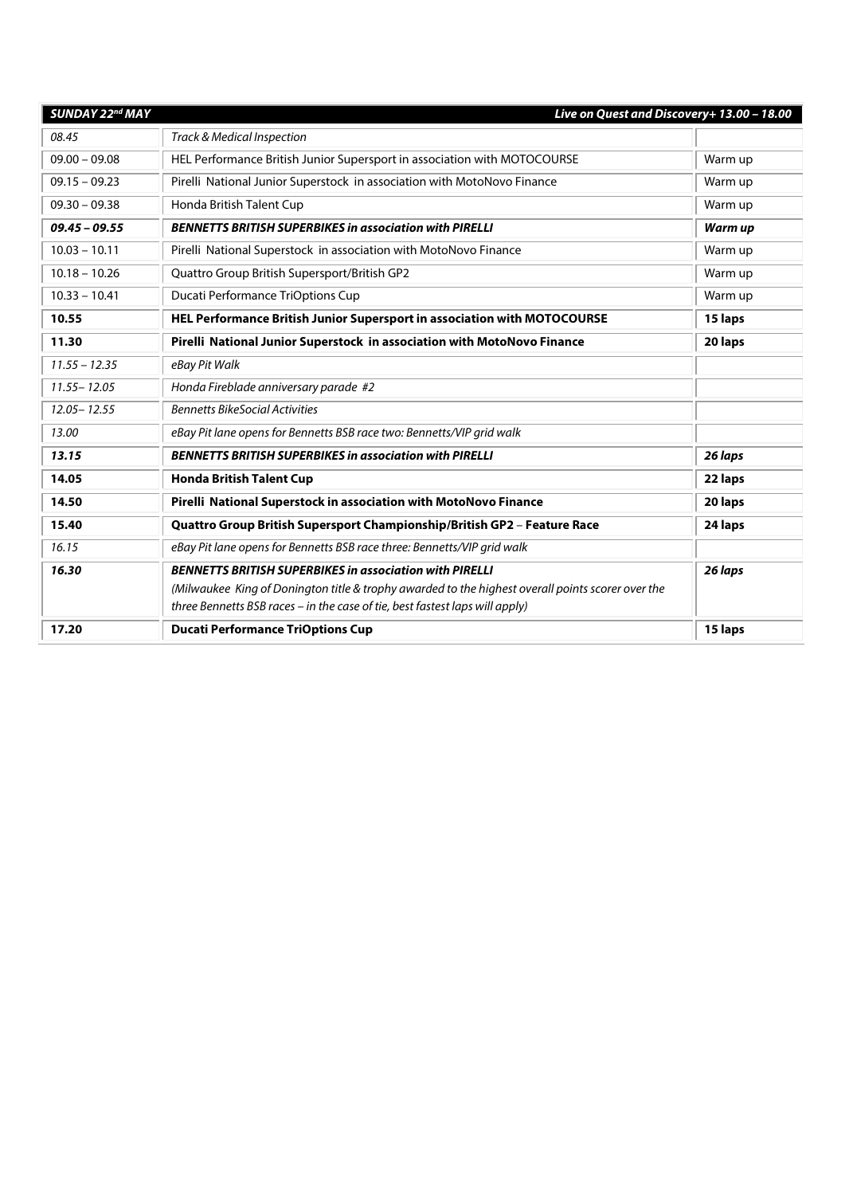| ***SUNDAY 22nd MAY*** | ***Live on Quest and Discovery+ 13.00 – 18.00*** | |
|---|---|---|
| *08.45* | *Track & Medical Inspection* | |
| 09.00 – 09.08 | HEL Performance British Junior Supersport in association with MOTOCOURSE | Warm up |
| 09.15 – 09.23 | Pirelli National Junior Superstock in association with MotoNovo Finance | Warm up |
| 09.30 – 09.38 | Honda British Talent Cup | Warm up |
| ***09.45 – 09.55*** | ***BENNETTS BRITISH SUPERBIKES in association with PIRELLI*** | ***Warm up*** |
| 10.03 – 10.11 | Pirelli National Superstock in association with MotoNovo Finance | Warm up |
| 10.18 – 10.26 | Quattro Group British Supersport/British GP2 | Warm up |
| 10.33 – 10.41 | Ducati Performance TriOptions Cup | Warm up |
| **10.55** | **HEL Performance British Junior Supersport in association with MOTOCOURSE** | **15 laps** |
| **11.30** | **Pirelli National Junior Superstock in association with MotoNovo Finance** | **20 laps** |
| *11.55 – 12.35* | *eBay Pit Walk* | |
| *11.55– 12.05* | *Honda Fireblade anniversary parade #2* | |
| *12.05– 12.55* | *Bennetts BikeSocial Activities* | |
| *13.00* | *eBay Pit lane opens for Bennetts BSB race two: Bennetts/VIP grid walk* | |
| ***13.15*** | ***BENNETTS BRITISH SUPERBIKES in association with PIRELLI*** | ***26 laps*** |
| **14.05** | **Honda British Talent Cup** | **22 laps** |
| **14.50** | **Pirelli National Superstock in association with MotoNovo Finance** | **20 laps** |
| **15.40** | **Quattro Group British Supersport Championship/British GP2 – Feature Race** | **24 laps** |
| *16.15* | *eBay Pit lane opens for Bennetts BSB race three: Bennetts/VIP grid walk* | |
| ***16.30*** | ***BENNETTS BRITISH SUPERBIKES in association with PIRELLI*** *(Milwaukee King of Donington title & trophy awarded to the highest overall points scorer over the three Bennetts BSB races – in the case of tie, best fastest laps will apply)* | ***26 laps*** |
| **17.20** | **Ducati Performance TriOptions Cup** | **15 laps** |